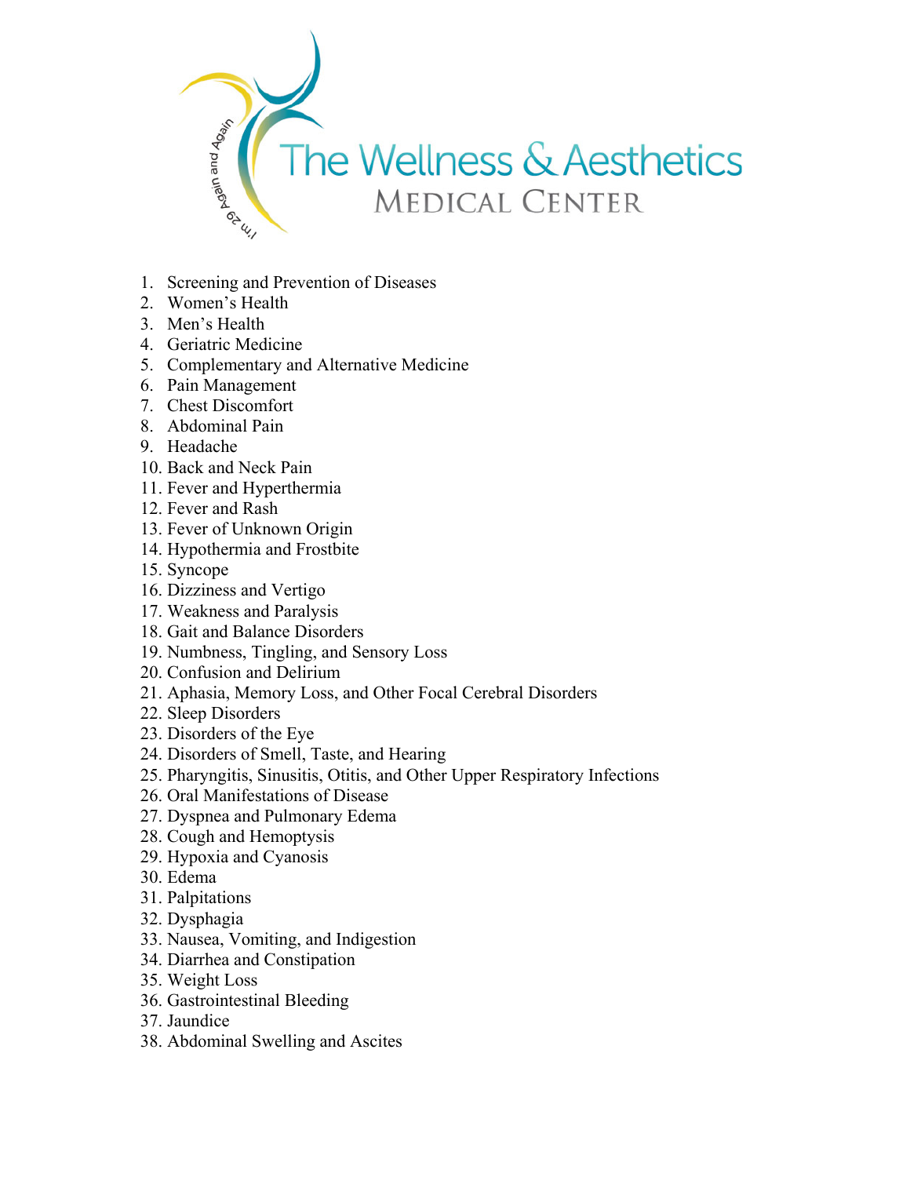# The Wellness & Aesthetics

## Medical Center

I'm 29 Again and Again

1. Screening and Prevention of Diseases
2. Women's Health
3. Men's Health
4. Geriatric Medicine
5. Complementary and Alternative Medicine
6. Pain Management
7. Chest Discomfort
8. Abdominal Pain
9. Headache
10. Back and Neck Pain
11. Fever and Hyperthermia
12. Fever and Rash
13. Fever of Unknown Origin
14. Hypothermia and Frostbite
15. Syncope
16. Dizziness and Vertigo
17. Weakness and Paralysis
18. Gait and Balance Disorders
19. Numbness, Tingling, and Sensory Loss
20. Confusion and Delirium
21. Aphasia, Memory Loss, and Other Focal Cerebral Disorders
22. Sleep Disorders
23. Disorders of the Eye
24. Disorders of Smell, Taste, and Hearing
25. Pharyngitis, Sinusitis, Otitis, and Other Upper Respiratory Infections
26. Oral Manifestations of Disease
27. Dyspnea and Pulmonary Edema
28. Cough and Hemoptysis
29. Hypoxia and Cyanosis
30. Edema
31. Palpitations
32. Dysphagia
33. Nausea, Vomiting, and Indigestion
34. Diarrhea and Constipation
35. Weight Loss
36. Gastrointestinal Bleeding
37. Jaundice
38. Abdominal Swelling and Ascites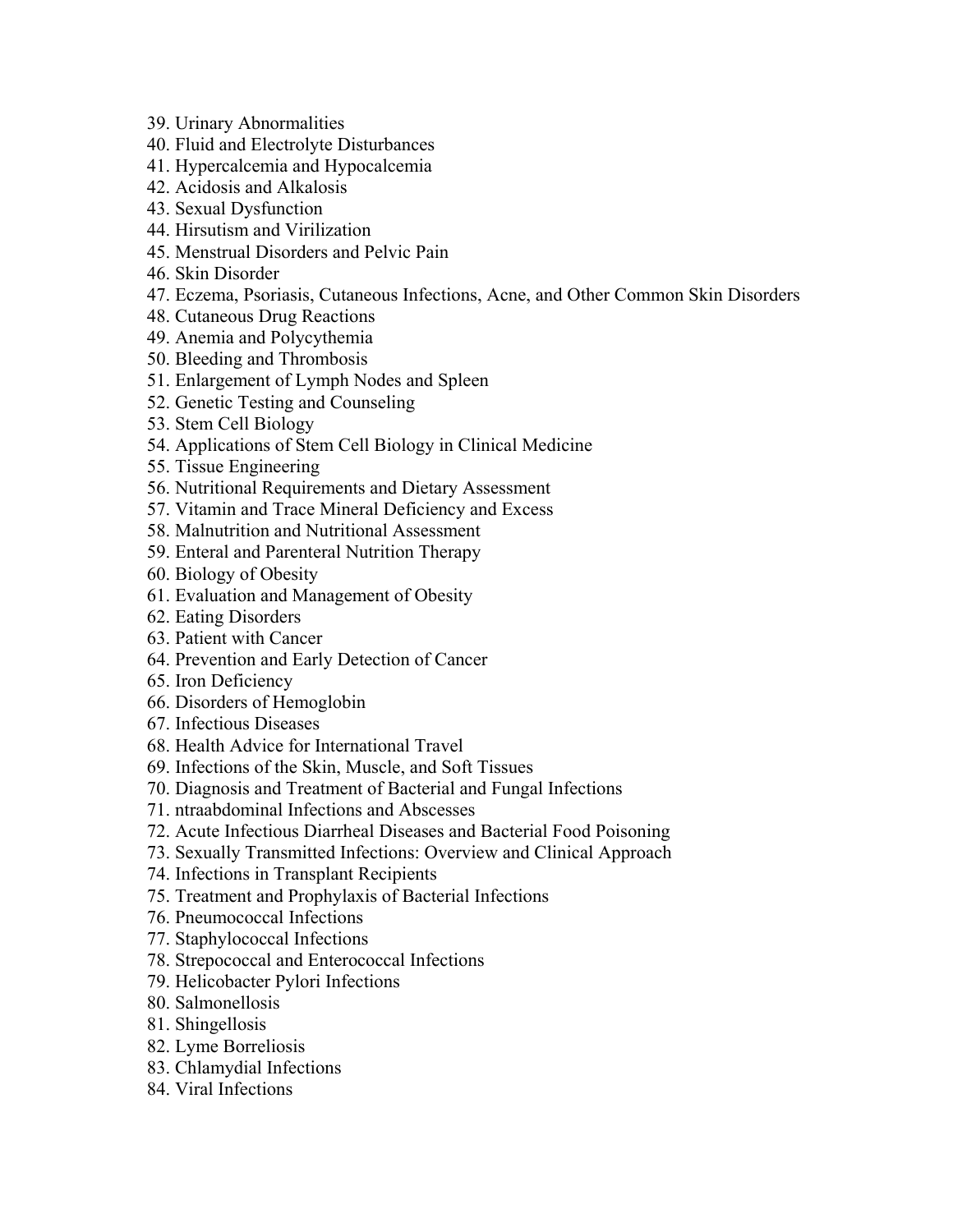39. Urinary Abnormalities
40. Fluid and Electrolyte Disturbances
41. Hypercalcemia and Hypocalcemia
42. Acidosis and Alkalosis
43. Sexual Dysfunction
44. Hirsutism and Virilization
45. Menstrual Disorders and Pelvic Pain
46. Skin Disorder
47. Eczema, Psoriasis, Cutaneous Infections, Acne, and Other Common Skin Disorders
48. Cutaneous Drug Reactions
49. Anemia and Polycythemia
50. Bleeding and Thrombosis
51. Enlargement of Lymph Nodes and Spleen
52. Genetic Testing and Counseling
53. Stem Cell Biology
54. Applications of Stem Cell Biology in Clinical Medicine
55. Tissue Engineering
56. Nutritional Requirements and Dietary Assessment
57. Vitamin and Trace Mineral Deficiency and Excess
58. Malnutrition and Nutritional Assessment
59. Enteral and Parenteral Nutrition Therapy
60. Biology of Obesity
61. Evaluation and Management of Obesity
62. Eating Disorders
63. Patient with Cancer
64. Prevention and Early Detection of Cancer
65. Iron Deficiency
66. Disorders of Hemoglobin
67. Infectious Diseases
68. Health Advice for International Travel
69. Infections of the Skin, Muscle, and Soft Tissues
70. Diagnosis and Treatment of Bacterial and Fungal Infections
71. ntraabdominal Infections and Abscesses
72. Acute Infectious Diarrheal Diseases and Bacterial Food Poisoning
73. Sexually Transmitted Infections: Overview and Clinical Approach
74. Infections in Transplant Recipients
75. Treatment and Prophylaxis of Bacterial Infections
76. Pneumococcal Infections
77. Staphylococcal Infections
78. Strepococcal and Enterococcal Infections
79. Helicobacter Pylori Infections
80. Salmonellosis
81. Shingellosis
82. Lyme Borreliosis
83. Chlamydial Infections
84. Viral Infections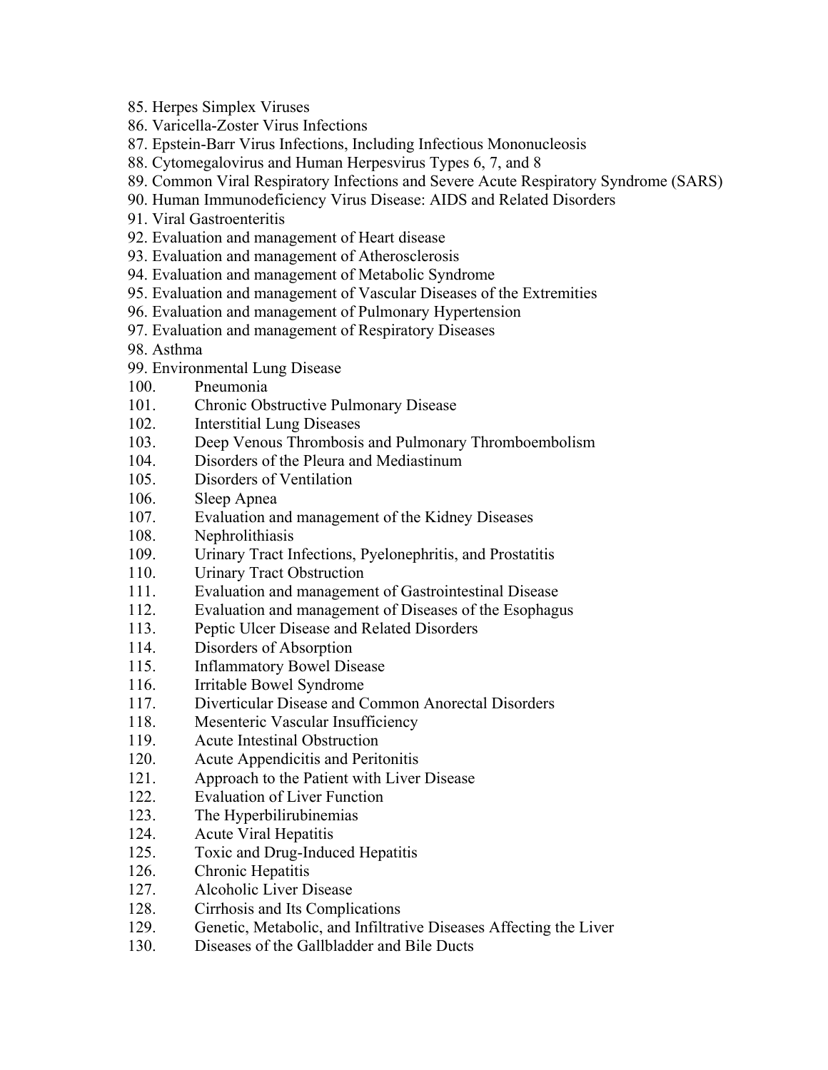85. Herpes Simplex Viruses
86. Varicella-Zoster Virus Infections
87. Epstein-Barr Virus Infections, Including Infectious Mononucleosis
88. Cytomegalovirus and Human Herpesvirus Types 6, 7, and 8
89. Common Viral Respiratory Infections and Severe Acute Respiratory Syndrome (SARS)
90. Human Immunodeficiency Virus Disease: AIDS and Related Disorders
91. Viral Gastroenteritis
92. Evaluation and management of Heart disease
93. Evaluation and management of Atherosclerosis
94. Evaluation and management of Metabolic Syndrome
95. Evaluation and management of Vascular Diseases of the Extremities
96. Evaluation and management of Pulmonary Hypertension
97. Evaluation and management of Respiratory Diseases
98. Asthma
99. Environmental Lung Disease
100. Pneumonia
101. Chronic Obstructive Pulmonary Disease
102. Interstitial Lung Diseases
103. Deep Venous Thrombosis and Pulmonary Thromboembolism
104. Disorders of the Pleura and Mediastinum
105. Disorders of Ventilation
106. Sleep Apnea
107. Evaluation and management of the Kidney Diseases
108. Nephrolithiasis
109. Urinary Tract Infections, Pyelonephritis, and Prostatitis
110. Urinary Tract Obstruction
111. Evaluation and management of Gastrointestinal Disease
112. Evaluation and management of Diseases of the Esophagus
113. Peptic Ulcer Disease and Related Disorders
114. Disorders of Absorption
115. Inflammatory Bowel Disease
116. Irritable Bowel Syndrome
117. Diverticular Disease and Common Anorectal Disorders
118. Mesenteric Vascular Insufficiency
119. Acute Intestinal Obstruction
120. Acute Appendicitis and Peritonitis
121. Approach to the Patient with Liver Disease
122. Evaluation of Liver Function
123. The Hyperbilirubinemias
124. Acute Viral Hepatitis
125. Toxic and Drug-Induced Hepatitis
126. Chronic Hepatitis
127. Alcoholic Liver Disease
128. Cirrhosis and Its Complications
129. Genetic, Metabolic, and Infiltrative Diseases Affecting the Liver
130. Diseases of the Gallbladder and Bile Ducts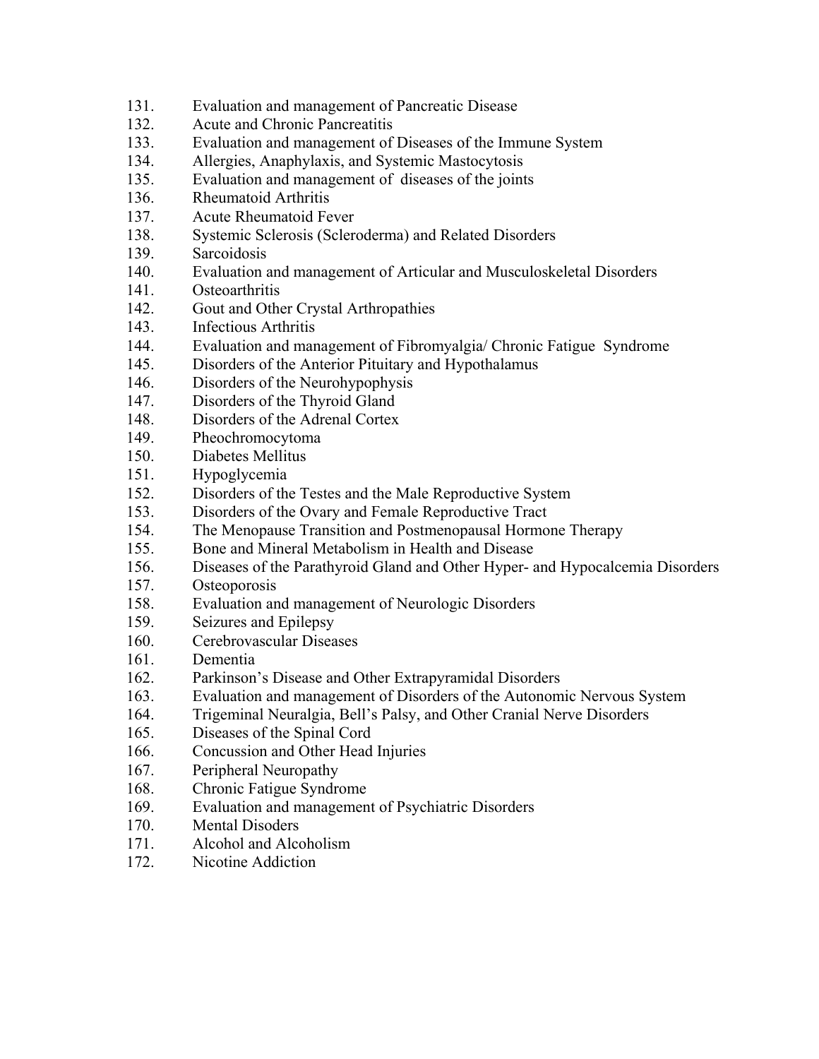131. Evaluation and management of Pancreatic Disease
132. Acute and Chronic Pancreatitis
133. Evaluation and management of Diseases of the Immune System
134. Allergies, Anaphylaxis, and Systemic Mastocytosis
135. Evaluation and management of diseases of the joints
136. Rheumatoid Arthritis
137. Acute Rheumatoid Fever
138. Systemic Sclerosis (Scleroderma) and Related Disorders
139. Sarcoidosis
140. Evaluation and management of Articular and Musculoskeletal Disorders
141. Osteoarthritis
142. Gout and Other Crystal Arthropathies
143. Infectious Arthritis
144. Evaluation and management of Fibromyalgia/ Chronic Fatigue Syndrome
145. Disorders of the Anterior Pituitary and Hypothalamus
146. Disorders of the Neurohypophysis
147. Disorders of the Thyroid Gland
148. Disorders of the Adrenal Cortex
149. Pheochromocytoma
150. Diabetes Mellitus
151. Hypoglycemia
152. Disorders of the Testes and the Male Reproductive System
153. Disorders of the Ovary and Female Reproductive Tract
154. The Menopause Transition and Postmenopausal Hormone Therapy
155. Bone and Mineral Metabolism in Health and Disease
156. Diseases of the Parathyroid Gland and Other Hyper- and Hypocalcemia Disorders
157. Osteoporosis
158. Evaluation and management of Neurologic Disorders
159. Seizures and Epilepsy
160. Cerebrovascular Diseases
161. Dementia
162. Parkinson's Disease and Other Extrapyramidal Disorders
163. Evaluation and management of Disorders of the Autonomic Nervous System
164. Trigeminal Neuralgia, Bell's Palsy, and Other Cranial Nerve Disorders
165. Diseases of the Spinal Cord
166. Concussion and Other Head Injuries
167. Peripheral Neuropathy
168. Chronic Fatigue Syndrome
169. Evaluation and management of Psychiatric Disorders
170. Mental Disoders
171. Alcohol and Alcoholism
172. Nicotine Addiction